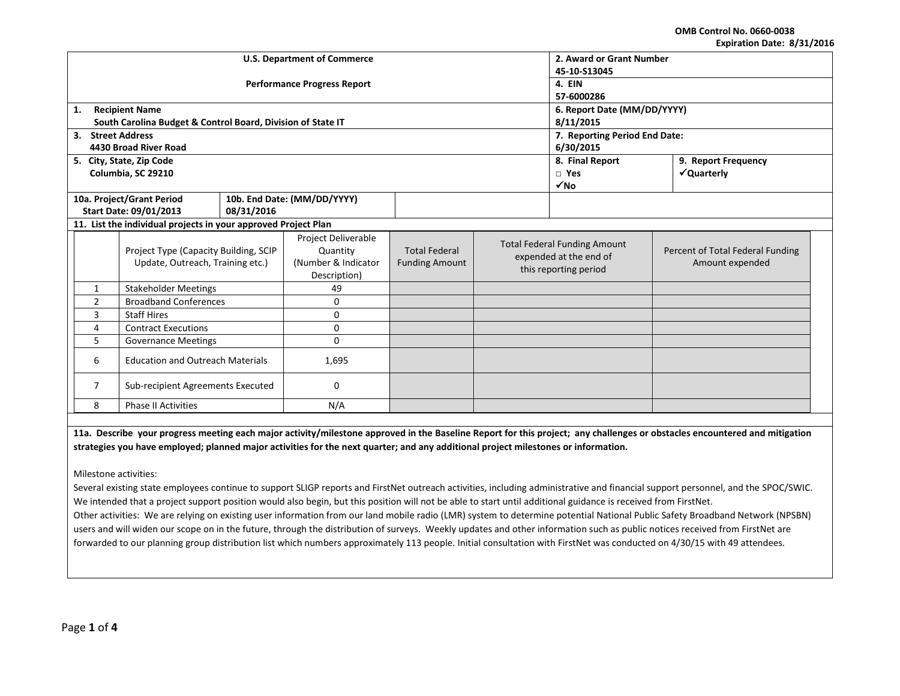OMB Control No. 0660-0038
Expiration Date: 8/31/2016

| U.S. Department of Commerce<br><br>Performance Progress Report | 2. Award or Grant Number<br>45-10-S13045 | |
|---|---|---|
| | 4. EIN<br>57-6000286 | |
| 1. Recipient Name<br>South Carolina Budget & Control Board, Division of State IT | 6. Report Date (MM/DD/YYYY)<br>8/11/2015 | |
| 3. Street Address<br>4430 Broad River Road | 7. Reporting Period End Date:<br>6/30/2015 | |
| 5. City, State, Zip Code<br>Columbia, SC 29210 | 8. Final Report<br>□ Yes<br>✓No | 9. Report Frequency<br>✓Quarterly |
| 10a. Project/Grant Period Start Date: 09/01/2013 | 10b. End Date: (MM/DD/YYYY)<br>08/31/2016 | |

**11. List the individual projects in your approved Project Plan**

| | Project Type (Capacity Building, SCIP Update, Outreach, Training etc.) | Project Deliverable Quantity (Number & Indicator Description) | Total Federal Funding Amount | Total Federal Funding Amount expended at the end of this reporting period | Percent of Total Federal Funding Amount expended |
|---|---|---|---|---|---|
| 1 | Stakeholder Meetings | 49 | | | |
| 2 | Broadband Conferences | 0 | | | |
| 3 | Staff Hires | 0 | | | |
| 4 | Contract Executions | 0 | | | |
| 5 | Governance Meetings | 0 | | | |
| 6 | Education and Outreach Materials | 1,695 | | | |
| 7 | Sub-recipient Agreements Executed | 0 | | | |
| 8 | Phase II Activities | N/A | | | |

**11a. Describe your progress meeting each major activity/milestone approved in the Baseline Report for this project; any challenges or obstacles encountered and mitigation strategies you have employed; planned major activities for the next quarter; and any additional project milestones or information.**

Milestone activities:
Several existing state employees continue to support SLIGP reports and FirstNet outreach activities, including administrative and financial support personnel, and the SPOC/SWIC. We intended that a project support position would also begin, but this position will not be able to start until additional guidance is received from FirstNet.
Other activities: We are relying on existing user information from our land mobile radio (LMR) system to determine potential National Public Safety Broadband Network (NPSBN) users and will widen our scope on in the future, through the distribution of surveys. Weekly updates and other information such as public notices received from FirstNet are forwarded to our planning group distribution list which numbers approximately 113 people. Initial consultation with FirstNet was conducted on 4/30/15 with 49 attendees.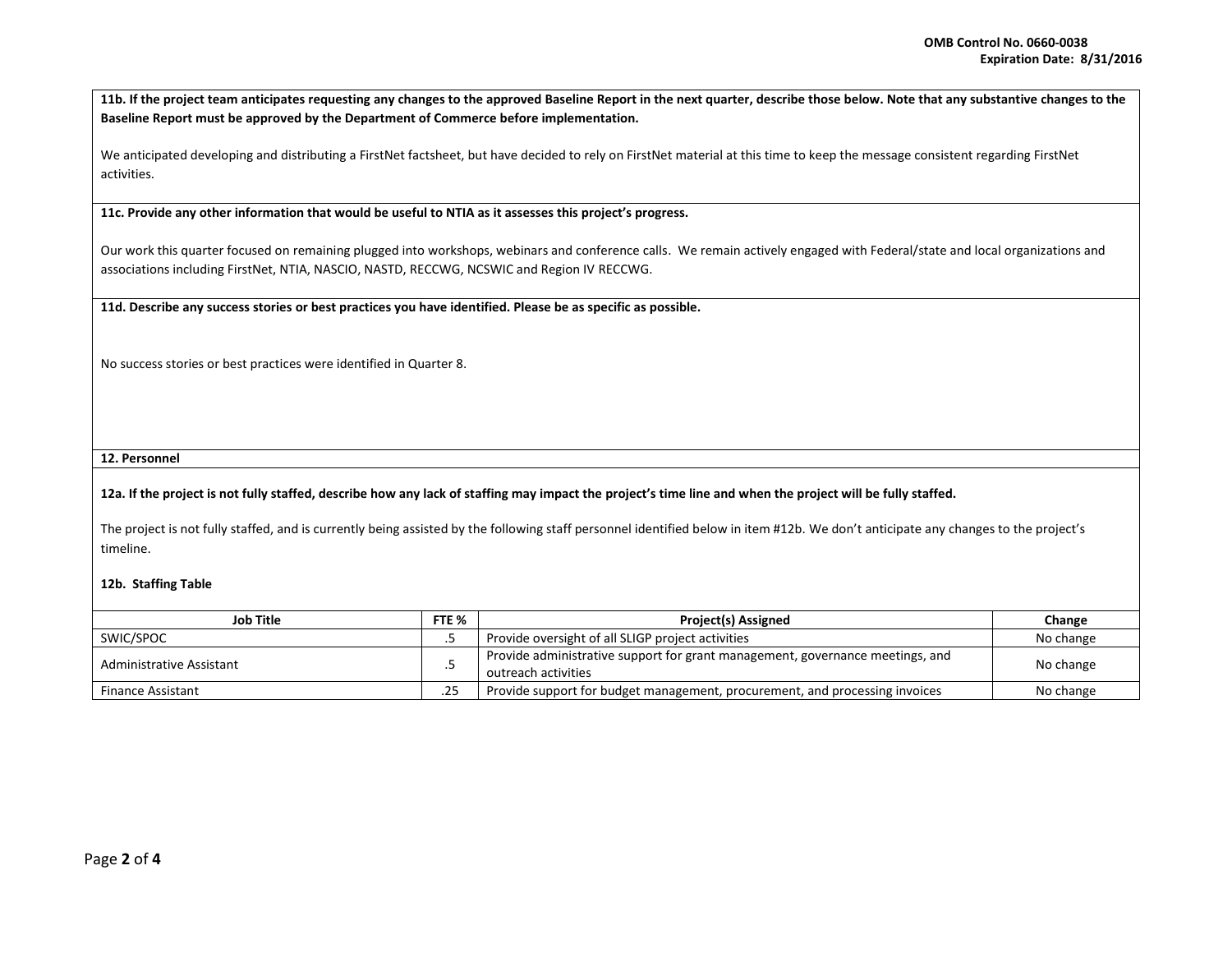**11b. If the project team anticipates requesting any changes to the approved Baseline Report in the next quarter, describe those below. Note that any substantive changes to the Baseline Report must be approved by the Department of Commerce before implementation.**

We anticipated developing and distributing a FirstNet factsheet, but have decided to rely on FirstNet material at this time to keep the message consistent regarding FirstNet activities.

**11c. Provide any other information that would be useful to NTIA as it assesses this project's progress.**

Our work this quarter focused on remaining plugged into workshops, webinars and conference calls. We remain actively engaged with Federal/state and local organizations and associations including FirstNet, NTIA, NASCIO, NASTD, RECCWG, NCSWIC and Region IV RECCWG.

**11d. Describe any success stories or best practices you have identified. Please be as specific as possible.**

No success stories or best practices were identified in Quarter 8.

**12. Personnel**

**12a. If the project is not fully staffed, describe how any lack of staffing may impact the project's time line and when the project will be fully staffed.**

The project is not fully staffed, and is currently being assisted by the following staff personnel identified below in item #12b. We don't anticipate any changes to the project's timeline.

**12b. Staffing Table**

| Job Title | FTE % | Project(s) Assigned | Change |
|---|---|---|---|
| SWIC/SPOC | .5 | Provide oversight of all SLIGP project activities | No change |
| Administrative Assistant | .5 | Provide administrative support for grant management, governance meetings, and outreach activities | No change |
| Finance Assistant | .25 | Provide support for budget management, procurement, and processing invoices | No change |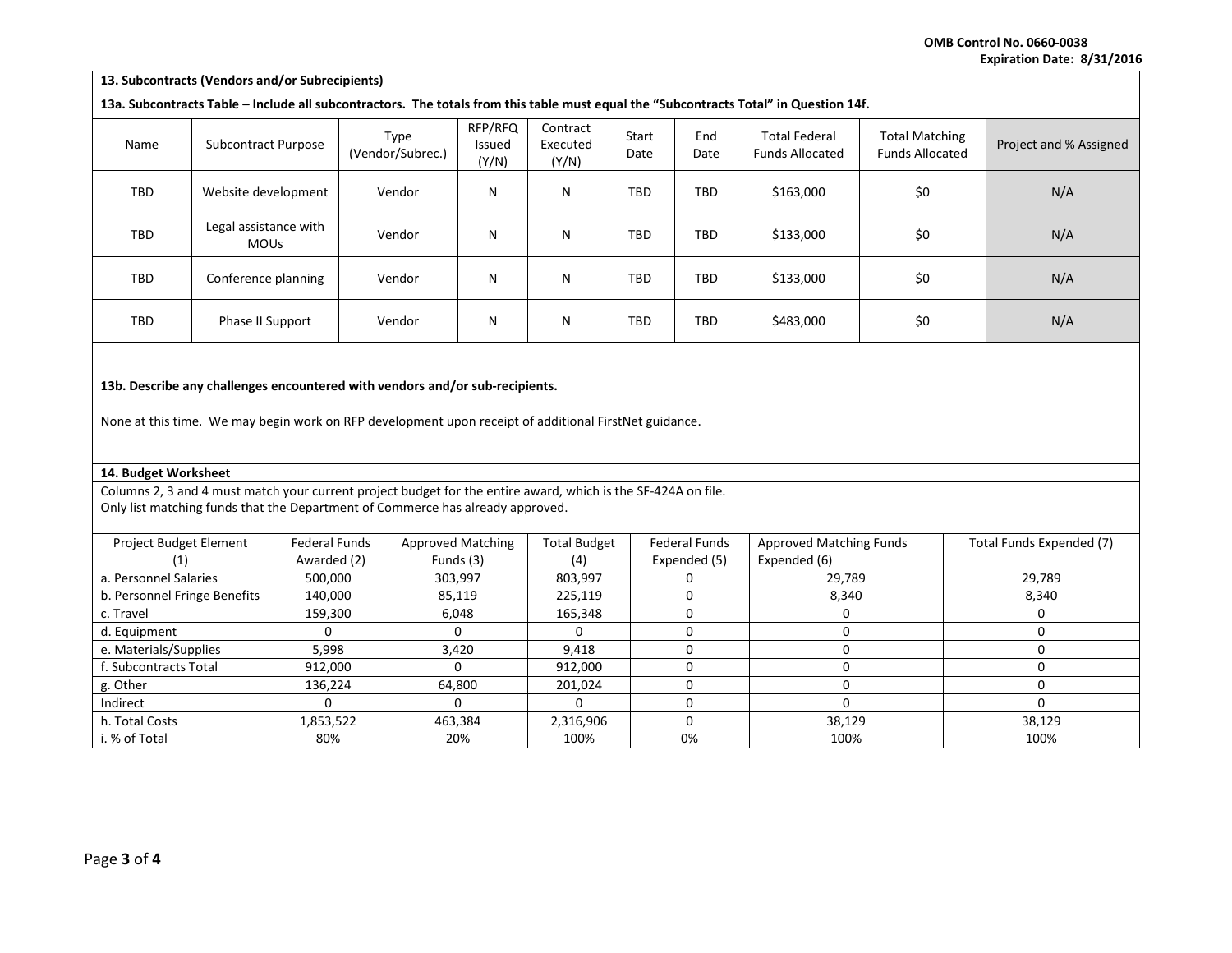**OMB Control No. 0660-0038**
**Expiration Date: 8/31/2016**

### 13. Subcontracts (Vendors and/or Subrecipients)

**13a. Subcontracts Table – Include all subcontractors. The totals from this table must equal the "Subcontracts Total" in Question 14f.**

| Name | Subcontract Purpose | Type (Vendor/Subrec.) | RFP/RFQ Issued (Y/N) | Contract Executed (Y/N) | Start Date | End Date | Total Federal Funds Allocated | Total Matching Funds Allocated | Project and % Assigned |
|---|---|---|---|---|---|---|---|---|---|
| TBD | Website development | Vendor | N | N | TBD | TBD | $163,000 | $0 | N/A |
| TBD | Legal assistance with MOUs | Vendor | N | N | TBD | TBD | $133,000 | $0 | N/A |
| TBD | Conference planning | Vendor | N | N | TBD | TBD | $133,000 | $0 | N/A |
| TBD | Phase II Support | Vendor | N | N | TBD | TBD | $483,000 | $0 | N/A |

**13b. Describe any challenges encountered with vendors and/or sub-recipients.**

None at this time. We may begin work on RFP development upon receipt of additional FirstNet guidance.

### 14. Budget Worksheet

Columns 2, 3 and 4 must match your current project budget for the entire award, which is the SF-424A on file.
Only list matching funds that the Department of Commerce has already approved.

| Project Budget Element (1) | Federal Funds Awarded (2) | Approved Matching Funds (3) | Total Budget (4) | Federal Funds Expended (5) | Approved Matching Funds Expended (6) | Total Funds Expended (7) |
|---|---|---|---|---|---|---|
| a. Personnel Salaries | 500,000 | 303,997 | 803,997 | 0 | 29,789 | 29,789 |
| b. Personnel Fringe Benefits | 140,000 | 85,119 | 225,119 | 0 | 8,340 | 8,340 |
| c. Travel | 159,300 | 6,048 | 165,348 | 0 | 0 | 0 |
| d. Equipment | 0 | 0 | 0 | 0 | 0 | 0 |
| e. Materials/Supplies | 5,998 | 3,420 | 9,418 | 0 | 0 | 0 |
| f. Subcontracts Total | 912,000 | 0 | 912,000 | 0 | 0 | 0 |
| g. Other | 136,224 | 64,800 | 201,024 | 0 | 0 | 0 |
| Indirect | 0 | 0 | 0 | 0 | 0 | 0 |
| h. Total Costs | 1,853,522 | 463,384 | 2,316,906 | 0 | 38,129 | 38,129 |
| i. % of Total | 80% | 20% | 100% | 0% | 100% | 100% |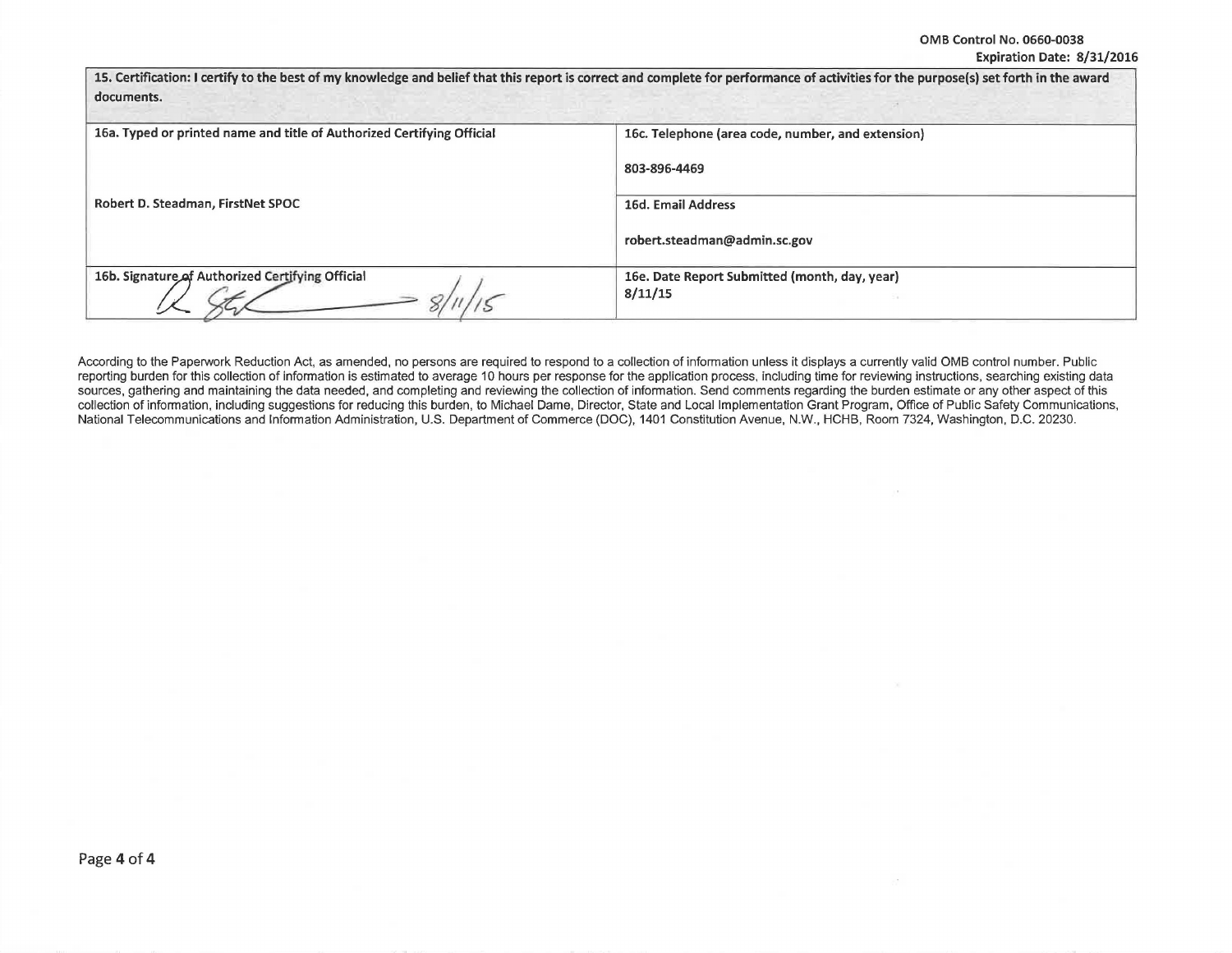OMB Control No. 0660-0038
Expiration Date: 8/31/2016

| | |
|---|---|
| **15. Certification: I certify to the best of my knowledge and belief that this report is correct and complete for performance of activities for the purpose(s) set forth in the award documents.** | |
| **16a. Typed or printed name and title of Authorized Certifying Official**<br><br>**Robert D. Steadman, FirstNet SPOC** | **16c. Telephone (area code, number, and extension)**<br><br>**803-896-4469** |
| | **16d. Email Address**<br><br>**robert.steadman@admin.sc.gov** |
| **16b. Signature of Authorized Certifying Official**<br>8/11/15 | **16e. Date Report Submitted (month, day, year)**<br>**8/11/15** |

According to the Paperwork Reduction Act, as amended, no persons are required to respond to a collection of information unless it displays a currently valid OMB control number. Public reporting burden for this collection of information is estimated to average 10 hours per response for the application process, including time for reviewing instructions, searching existing data sources, gathering and maintaining the data needed, and completing and reviewing the collection of information. Send comments regarding the burden estimate or any other aspect of this collection of information, including suggestions for reducing this burden, to Michael Dame, Director, State and Local Implementation Grant Program, Office of Public Safety Communications, National Telecommunications and Information Administration, U.S. Department of Commerce (DOC), 1401 Constitution Avenue, N.W., HCHB, Room 7324, Washington, D.C. 20230.